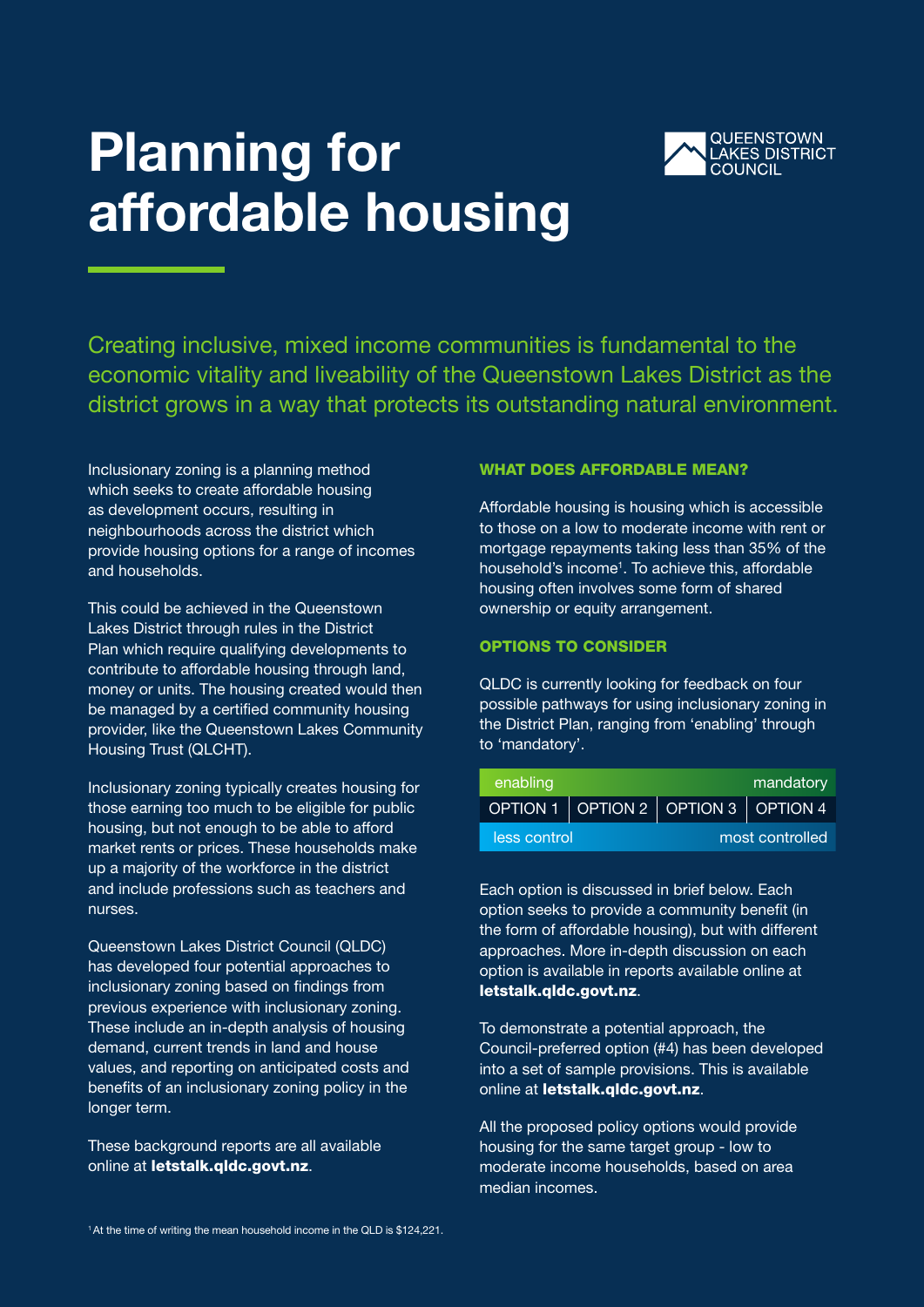# Planning for affordable housing

QUEENSTOWN LAKES DISTRICT COUNCIL

Creating inclusive, mixed income communities is fundamental to the economic vitality and liveability of the Queenstown Lakes District as the district grows in a way that protects its outstanding natural environment.

Inclusionary zoning is a planning method which seeks to create affordable housing as development occurs, resulting in neighbourhoods across the district which provide housing options for a range of incomes and households.

This could be achieved in the Queenstown Lakes District through rules in the District Plan which require qualifying developments to contribute to affordable housing through land, money or units. The housing created would then be managed by a certified community housing provider, like the Queenstown Lakes Community Housing Trust (QLCHT).

Inclusionary zoning typically creates housing for those earning too much to be eligible for public housing, but not enough to be able to afford market rents or prices. These households make up a majority of the workforce in the district and include professions such as teachers and nurses.

Queenstown Lakes District Council (QLDC) has developed four potential approaches to inclusionary zoning based on findings from previous experience with inclusionary zoning. These include an in-depth analysis of housing demand, current trends in land and house values, and reporting on anticipated costs and benefits of an inclusionary zoning policy in the longer term.

These background reports are all available online at **letstalk.qldc.govt.nz**.

## WHAT DOES AFFORDABLE MEAN?

Affordable housing is housing which is accessible to those on a low to moderate income with rent or mortgage repayments taking less than 35% of the household's income[1]. To achieve this, affordable housing often involves some form of shared ownership or equity arrangement.

## OPTIONS TO CONSIDER

QLDC is currently looking for feedback on four possible pathways for using inclusionary zoning in the District Plan, ranging from 'enabling' through to 'mandatory'.

| enabling | | | mandatory |
|---|---|---|---|
| OPTION 1 | OPTION 2 | OPTION 3 | OPTION 4 |
| less control | | | most controlled |

Each option is discussed in brief below. Each option seeks to provide a community benefit (in the form of affordable housing), but with different approaches. More in-depth discussion on each option is available in reports available online at **letstalk.qldc.govt.nz**.

To demonstrate a potential approach, the Council-preferred option (#4) has been developed into a set of sample provisions. This is available online at **letstalk.qldc.govt.nz**.

All the proposed policy options would provide housing for the same target group - low to moderate income households, based on area median incomes.

[1] At the time of writing the mean household income in the QLD is $124,221.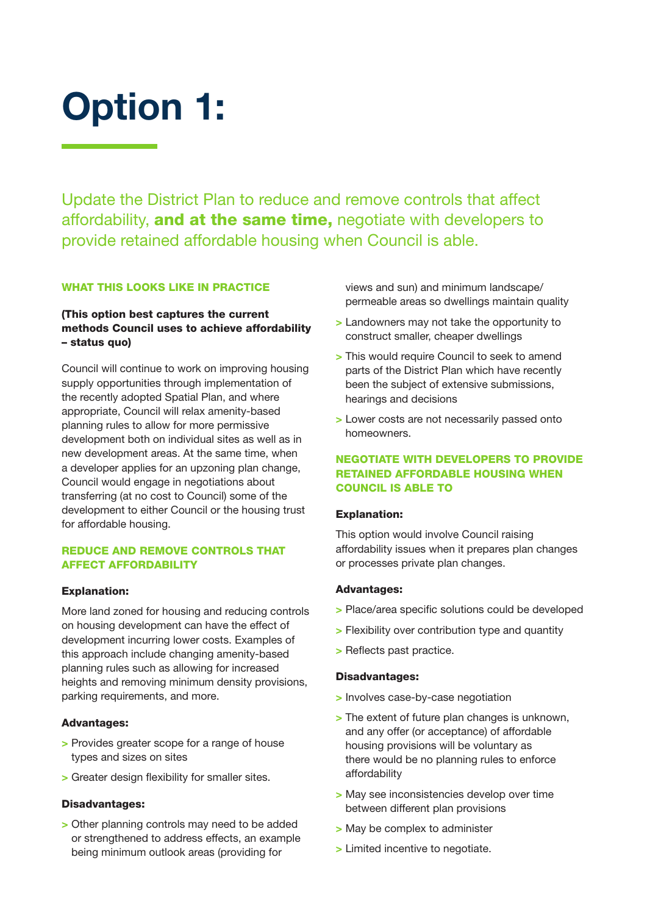# Option 1:

Update the District Plan to reduce and remove controls that affect affordability, **and at the same time,** negotiate with developers to provide retained affordable housing when Council is able.

## WHAT THIS LOOKS LIKE IN PRACTICE

**(This option best captures the current methods Council uses to achieve affordability – status quo)**

Council will continue to work on improving housing supply opportunities through implementation of the recently adopted Spatial Plan, and where appropriate, Council will relax amenity-based planning rules to allow for more permissive development both on individual sites as well as in new development areas. At the same time, when a developer applies for an upzoning plan change, Council would engage in negotiations about transferring (at no cost to Council) some of the development to either Council or the housing trust for affordable housing.

## REDUCE AND REMOVE CONTROLS THAT AFFECT AFFORDABILITY

**Explanation:**

More land zoned for housing and reducing controls on housing development can have the effect of development incurring lower costs. Examples of this approach include changing amenity-based planning rules such as allowing for increased heights and removing minimum density provisions, parking requirements, and more.

**Advantages:**

- Provides greater scope for a range of house types and sizes on sites
- Greater design flexibility for smaller sites.

**Disadvantages:**

- Other planning controls may need to be added or strengthened to address effects, an example being minimum outlook areas (providing for views and sun) and minimum landscape/permeable areas so dwellings maintain quality
- Landowners may not take the opportunity to construct smaller, cheaper dwellings
- This would require Council to seek to amend parts of the District Plan which have recently been the subject of extensive submissions, hearings and decisions
- Lower costs are not necessarily passed onto homeowners.

## NEGOTIATE WITH DEVELOPERS TO PROVIDE RETAINED AFFORDABLE HOUSING WHEN COUNCIL IS ABLE TO

**Explanation:**

This option would involve Council raising affordability issues when it prepares plan changes or processes private plan changes.

**Advantages:**

- Place/area specific solutions could be developed
- Flexibility over contribution type and quantity
- Reflects past practice.

**Disadvantages:**

- Involves case-by-case negotiation
- The extent of future plan changes is unknown, and any offer (or acceptance) of affordable housing provisions will be voluntary as there would be no planning rules to enforce affordability
- May see inconsistencies develop over time between different plan provisions
- May be complex to administer
- Limited incentive to negotiate.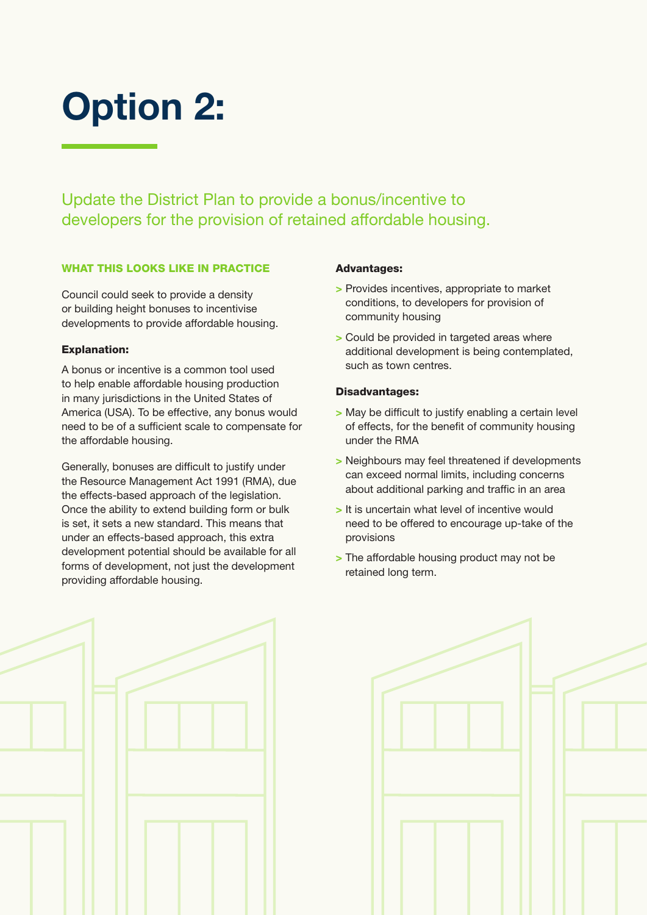# Option 2:

## Update the District Plan to provide a bonus/incentive to developers for the provision of retained affordable housing.

### WHAT THIS LOOKS LIKE IN PRACTICE

Council could seek to provide a density or building height bonuses to incentivise developments to provide affordable housing.

**Explanation:**

A bonus or incentive is a common tool used to help enable affordable housing production in many jurisdictions in the United States of America (USA). To be effective, any bonus would need to be of a sufficient scale to compensate for the affordable housing.

Generally, bonuses are difficult to justify under the Resource Management Act 1991 (RMA), due the effects-based approach of the legislation. Once the ability to extend building form or bulk is set, it sets a new standard. This means that under an effects-based approach, this extra development potential should be available for all forms of development, not just the development providing affordable housing.

**Advantages:**

- Provides incentives, appropriate to market conditions, to developers for provision of community housing
- Could be provided in targeted areas where additional development is being contemplated, such as town centres.

**Disadvantages:**

- May be difficult to justify enabling a certain level of effects, for the benefit of community housing under the RMA
- Neighbours may feel threatened if developments can exceed normal limits, including concerns about additional parking and traffic in an area
- It is uncertain what level of incentive would need to be offered to encourage up-take of the provisions
- The affordable housing product may not be retained long term.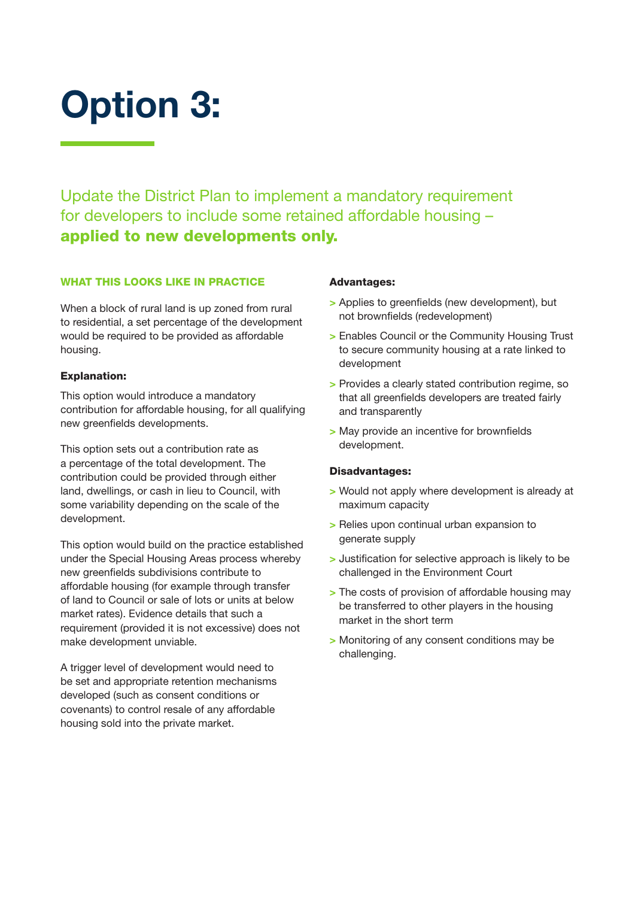# Option 3:

## Update the District Plan to implement a mandatory requirement for developers to include some retained affordable housing – **applied to new developments only.**

### WHAT THIS LOOKS LIKE IN PRACTICE

When a block of rural land is up zoned from rural to residential, a set percentage of the development would be required to be provided as affordable housing.

**Explanation:**

This option would introduce a mandatory contribution for affordable housing, for all qualifying new greenfields developments.

This option sets out a contribution rate as a percentage of the total development. The contribution could be provided through either land, dwellings, or cash in lieu to Council, with some variability depending on the scale of the development.

This option would build on the practice established under the Special Housing Areas process whereby new greenfields subdivisions contribute to affordable housing (for example through transfer of land to Council or sale of lots or units at below market rates). Evidence details that such a requirement (provided it is not excessive) does not make development unviable.

A trigger level of development would need to be set and appropriate retention mechanisms developed (such as consent conditions or covenants) to control resale of any affordable housing sold into the private market.

**Advantages:**

- Applies to greenfields (new development), but not brownfields (redevelopment)
- Enables Council or the Community Housing Trust to secure community housing at a rate linked to development
- Provides a clearly stated contribution regime, so that all greenfields developers are treated fairly and transparently
- May provide an incentive for brownfields development.

**Disadvantages:**

- Would not apply where development is already at maximum capacity
- Relies upon continual urban expansion to generate supply
- Justification for selective approach is likely to be challenged in the Environment Court
- The costs of provision of affordable housing may be transferred to other players in the housing market in the short term
- Monitoring of any consent conditions may be challenging.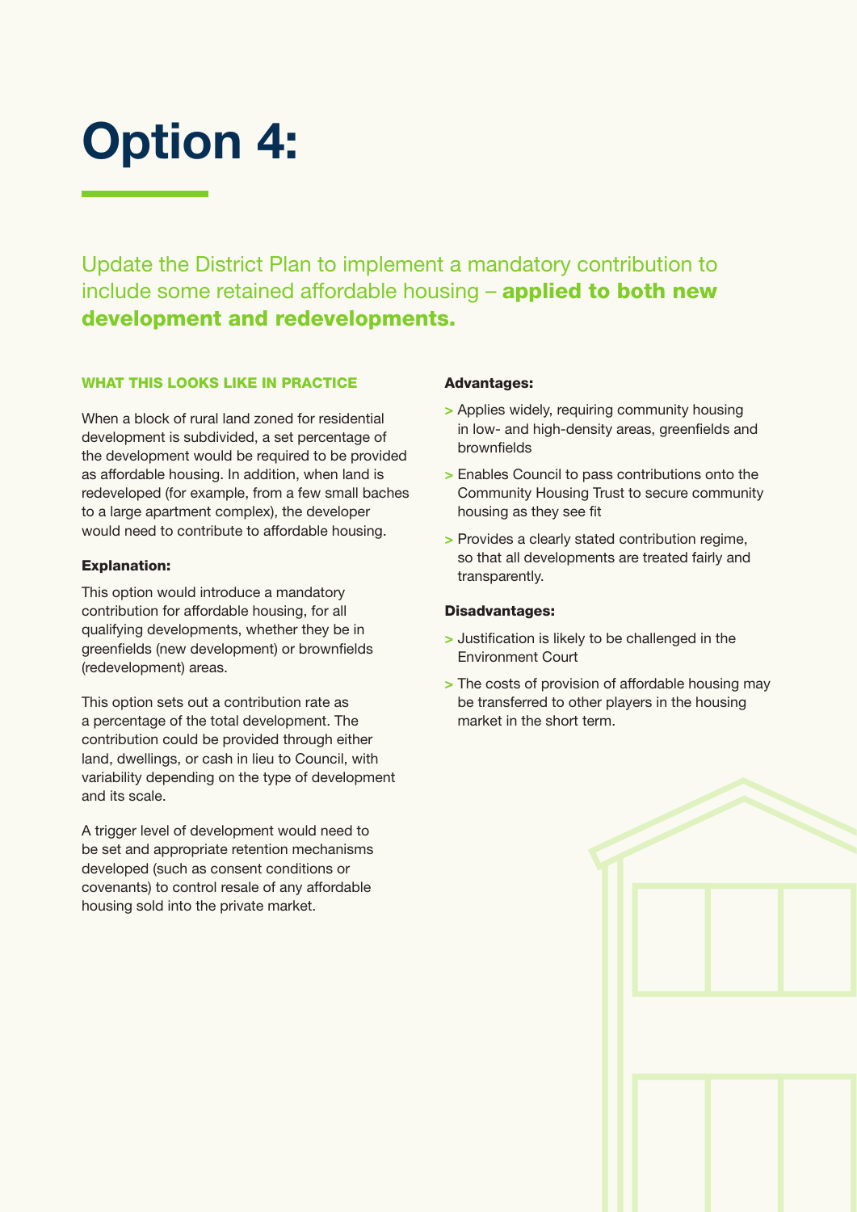# Option 4:

Update the District Plan to implement a mandatory contribution to include some retained affordable housing – **applied to both new development and redevelopments.**

### WHAT THIS LOOKS LIKE IN PRACTICE

When a block of rural land zoned for residential development is subdivided, a set percentage of the development would be required to be provided as affordable housing. In addition, when land is redeveloped (for example, from a few small baches to a large apartment complex), the developer would need to contribute to affordable housing.

**Explanation:**

This option would introduce a mandatory contribution for affordable housing, for all qualifying developments, whether they be in greenfields (new development) or brownfields (redevelopment) areas.

This option sets out a contribution rate as a percentage of the total development. The contribution could be provided through either land, dwellings, or cash in lieu to Council, with variability depending on the type of development and its scale.

A trigger level of development would need to be set and appropriate retention mechanisms developed (such as consent conditions or covenants) to control resale of any affordable housing sold into the private market.

**Advantages:**

- Applies widely, requiring community housing in low- and high-density areas, greenfields and brownfields
- Enables Council to pass contributions onto the Community Housing Trust to secure community housing as they see fit
- Provides a clearly stated contribution regime, so that all developments are treated fairly and transparently.

**Disadvantages:**

- Justification is likely to be challenged in the Environment Court
- The costs of provision of affordable housing may be transferred to other players in the housing market in the short term.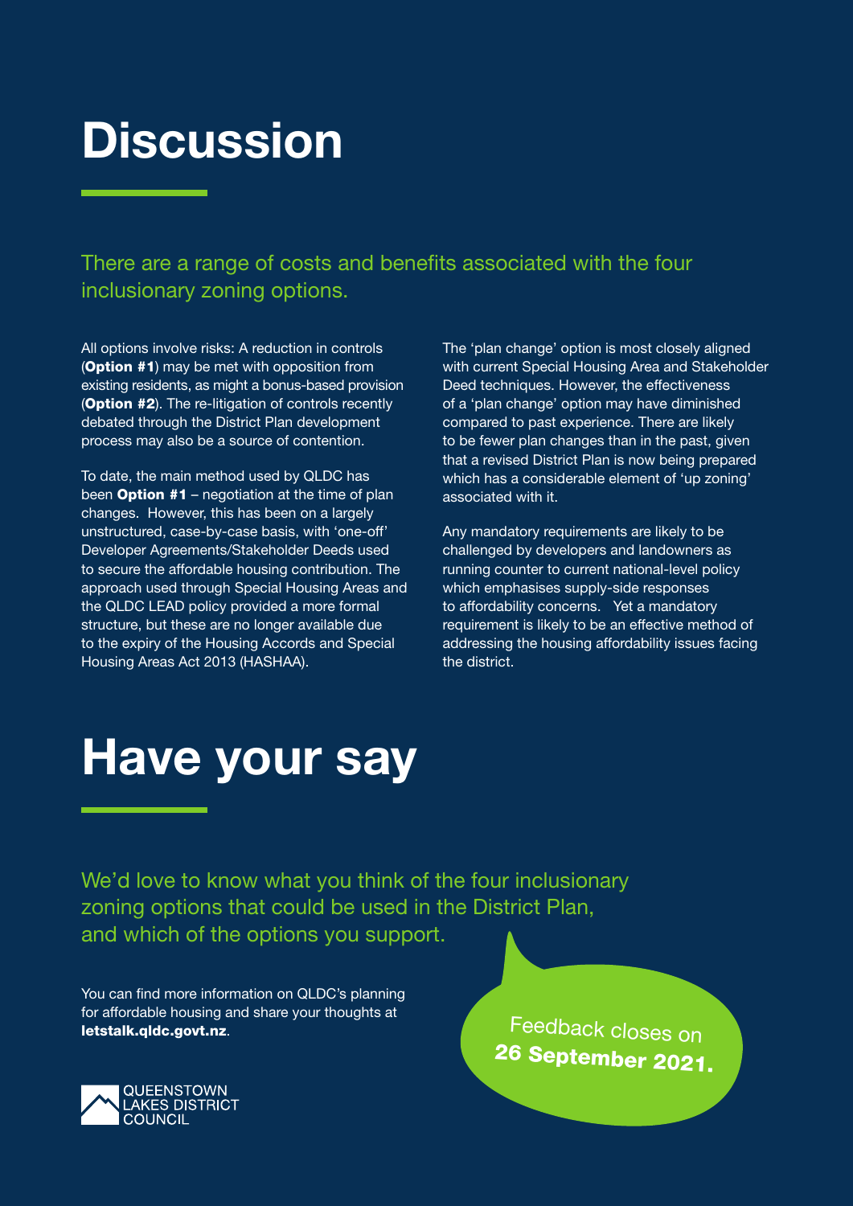# Discussion

There are a range of costs and benefits associated with the four inclusionary zoning options.

All options involve risks: A reduction in controls (**Option #1**) may be met with opposition from existing residents, as might a bonus-based provision (**Option #2**). The re-litigation of controls recently debated through the District Plan development process may also be a source of contention.

To date, the main method used by QLDC has been **Option #1** – negotiation at the time of plan changes. However, this has been on a largely unstructured, case-by-case basis, with 'one-off' Developer Agreements/Stakeholder Deeds used to secure the affordable housing contribution. The approach used through Special Housing Areas and the QLDC LEAD policy provided a more formal structure, but these are no longer available due to the expiry of the Housing Accords and Special Housing Areas Act 2013 (HASHAA).

The 'plan change' option is most closely aligned with current Special Housing Area and Stakeholder Deed techniques. However, the effectiveness of a 'plan change' option may have diminished compared to past experience. There are likely to be fewer plan changes than in the past, given that a revised District Plan is now being prepared which has a considerable element of 'up zoning' associated with it.

Any mandatory requirements are likely to be challenged by developers and landowners as running counter to current national-level policy which emphasises supply-side responses to affordability concerns. Yet a mandatory requirement is likely to be an effective method of addressing the housing affordability issues facing the district.

# Have your say

We'd love to know what you think of the four inclusionary zoning options that could be used in the District Plan, and which of the options you support.

You can find more information on QLDC's planning for affordable housing and share your thoughts at **letstalk.qldc.govt.nz**.

Feedback closes on **26 September 2021.**

QUEENSTOWN LAKES DISTRICT COUNCIL